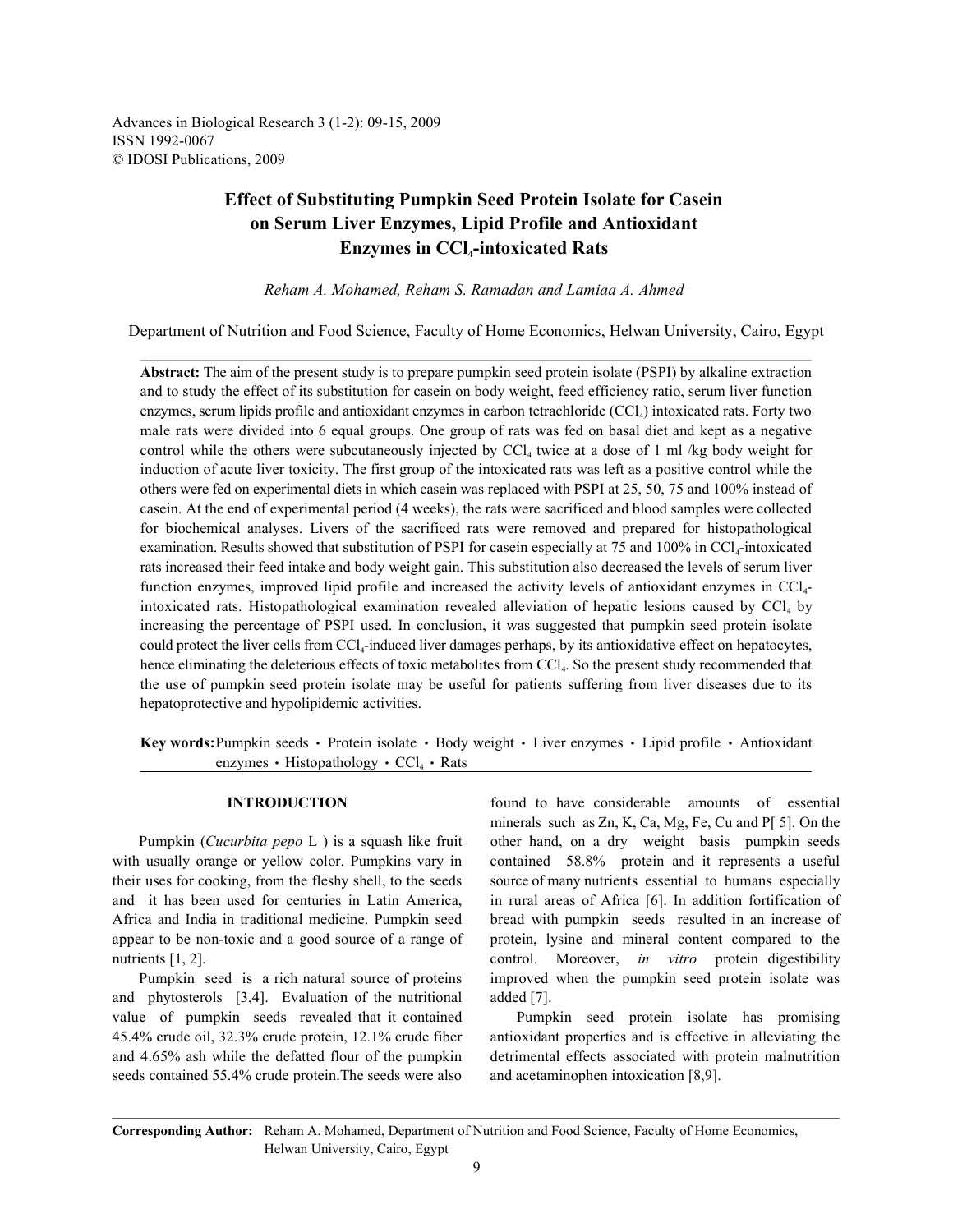Advances in Biological Research 3 (1-2): 09-15, 2009
ISSN 1992-0067
© IDOSI Publications, 2009

# Effect of Substituting Pumpkin Seed Protein Isolate for Casein on Serum Liver Enzymes, Lipid Profile and Antioxidant Enzymes in $CCl_4$-intoxicated Rats

*Reham A. Mohamed, Reham S. Ramadan and Lamiaa A. Ahmed*

Department of Nutrition and Food Science, Faculty of Home Economics, Helwan University, Cairo, Egypt

**Abstract:** The aim of the present study is to prepare pumpkin seed protein isolate (PSPI) by alkaline extraction and to study the effect of its substitution for casein on body weight, feed efficiency ratio, serum liver function enzymes, serum lipids profile and antioxidant enzymes in carbon tetrachloride ($CCl_4$) intoxicated rats. Forty two male rats were divided into 6 equal groups. One group of rats was fed on basal diet and kept as a negative control while the others were subcutaneously injected by $CCl_4$ twice at a dose of 1 ml /kg body weight for induction of acute liver toxicity. The first group of the intoxicated rats was left as a positive control while the others were fed on experimental diets in which casein was replaced with PSPI at 25, 50, 75 and 100% instead of casein. At the end of experimental period (4 weeks), the rats were sacrificed and blood samples were collected for biochemical analyses. Livers of the sacrificed rats were removed and prepared for histopathological examination. Results showed that substitution of PSPI for casein especially at 75 and 100% in $CCl_4$-intoxicated rats increased their feed intake and body weight gain. This substitution also decreased the levels of serum liver function enzymes, improved lipid profile and increased the activity levels of antioxidant enzymes in $CCl_4$-intoxicated rats. Histopathological examination revealed alleviation of hepatic lesions caused by $CCl_4$ by increasing the percentage of PSPI used. In conclusion, it was suggested that pumpkin seed protein isolate could protect the liver cells from $CCl_4$-induced liver damages perhaps, by its antioxidative effect on hepatocytes, hence eliminating the deleterious effects of toxic metabolites from $CCl_4$. So the present study recommended that the use of pumpkin seed protein isolate may be useful for patients suffering from liver diseases due to its hepatoprotective and hypolipidemic activities.

**Key words:** Pumpkin seeds • Protein isolate • Body weight • Liver enzymes • Lipid profile • Antioxidant enzymes • Histopathology • $CCl_4$ • Rats

## INTRODUCTION

Pumpkin (*Cucurbita pepo* L ) is a squash like fruit with usually orange or yellow color. Pumpkins vary in their uses for cooking, from the fleshy shell, to the seeds and it has been used for centuries in Latin America, Africa and India in traditional medicine. Pumpkin seed appear to be non-toxic and a good source of a range of nutrients [1, 2].

Pumpkin seed is a rich natural source of proteins and phytosterols [3,4]. Evaluation of the nutritional value of pumpkin seeds revealed that it contained 45.4% crude oil, 32.3% crude protein, 12.1% crude fiber and 4.65% ash while the defatted flour of the pumpkin seeds contained 55.4% crude protein. The seeds were also found to have considerable amounts of essential minerals such as Zn, K, Ca, Mg, Fe, Cu and P[ 5]. On the other hand, on a dry weight basis pumpkin seeds contained 58.8% protein and it represents a useful source of many nutrients essential to humans especially in rural areas of Africa [6]. In addition fortification of bread with pumpkin seeds resulted in an increase of protein, lysine and mineral content compared to the control. Moreover, *in vitro* protein digestibility improved when the pumpkin seed protein isolate was added [7].

Pumpkin seed protein isolate has promising antioxidant properties and is effective in alleviating the detrimental effects associated with protein malnutrition and acetaminophen intoxication [8,9].

**Corresponding Author:** Reham A. Mohamed, Department of Nutrition and Food Science, Faculty of Home Economics, Helwan University, Cairo, Egypt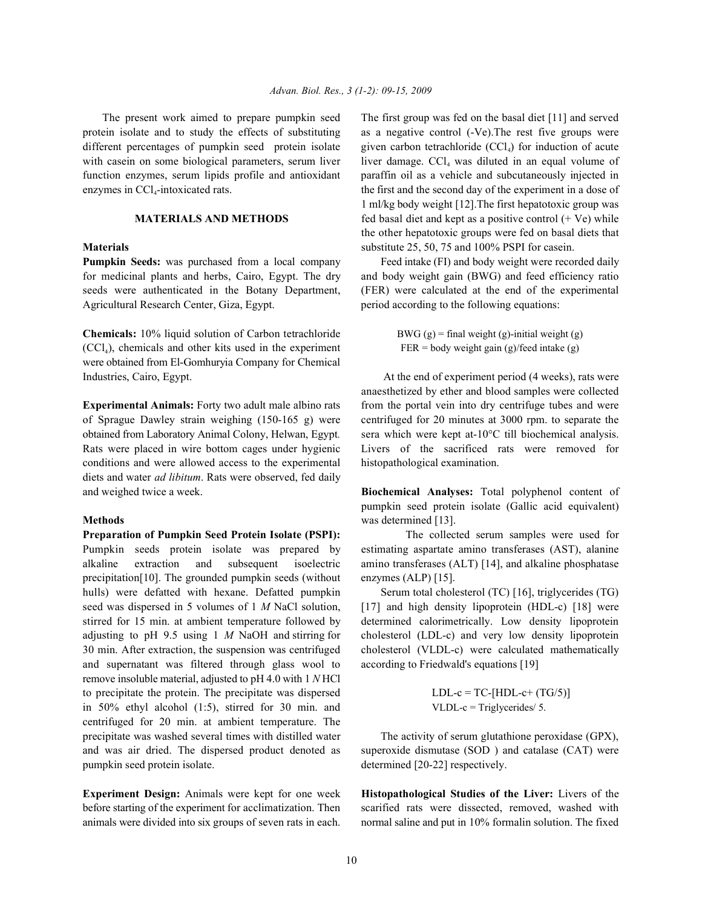The present work aimed to prepare pumpkin seed protein isolate and to study the effects of substituting different percentages of pumpkin seed protein isolate with casein on some biological parameters, serum liver function enzymes, serum lipids profile and antioxidant enzymes in $CCl_4$-intoxicated rats.

## MATERIALS AND METHODS

### Materials

**Pumpkin Seeds:** was purchased from a local company for medicinal plants and herbs, Cairo, Egypt. The dry seeds were authenticated in the Botany Department, Agricultural Research Center, Giza, Egypt.

**Chemicals:** 10% liquid solution of Carbon tetrachloride ($CCl_4$), chemicals and other kits used in the experiment were obtained from El-Gomhuryia Company for Chemical Industries, Cairo, Egypt.

**Experimental Animals:** Forty two adult male albino rats of Sprague Dawley strain weighing (150-165 g) were obtained from Laboratory Animal Colony, Helwan, Egypt. Rats were placed in wire bottom cages under hygienic conditions and were allowed access to the experimental diets and water *ad libitum*. Rats were observed, fed daily and weighed twice a week.

### Methods

**Preparation of Pumpkin Seed Protein Isolate (PSPI):** Pumpkin seeds protein isolate was prepared by alkaline extraction and subsequent isoelectric precipitation[10]. The grounded pumpkin seeds (without hulls) were defatted with hexane. Defatted pumpkin seed was dispersed in 5 volumes of 1 *M* NaCl solution, stirred for 15 min. at ambient temperature followed by adjusting to pH 9.5 using 1 *M* NaOH and stirring for 30 min. After extraction, the suspension was centrifuged and supernatant was filtered through glass wool to remove insoluble material, adjusted to pH 4.0 with 1 *N* HCl to precipitate the protein. The precipitate was dispersed in 50% ethyl alcohol (1:5), stirred for 30 min. and centrifuged for 20 min. at ambient temperature. The precipitate was washed several times with distilled water and was air dried. The dispersed product denoted as pumpkin seed protein isolate.

**Experiment Design:** Animals were kept for one week before starting of the experiment for acclimatization. Then animals were divided into six groups of seven rats in each. The first group was fed on the basal diet [11] and served as a negative control (-Ve).The rest five groups were given carbon tetrachloride ($CCl_4$) for induction of acute liver damage. $CCl_4$ was diluted in an equal volume of paraffin oil as a vehicle and subcutaneously injected in the first and the second day of the experiment in a dose of 1 ml/kg body weight [12].The first hepatotoxic group was fed basal diet and kept as a positive control (+ Ve) while the other hepatotoxic groups were fed on basal diets that substitute 25, 50, 75 and 100% PSPI for casein.

Feed intake (FI) and body weight were recorded daily and body weight gain (BWG) and feed efficiency ratio (FER) were calculated at the end of the experimental period according to the following equations:

$$BWG\ (g) = \text{final weight (g)} - \text{initial weight (g)}$$

$$FER = \text{body weight gain (g)}/\text{feed intake (g)}$$

At the end of experiment period (4 weeks), rats were anaesthetized by ether and blood samples were collected from the portal vein into dry centrifuge tubes and were centrifuged for 20 minutes at 3000 rpm. to separate the sera which were kept at-10°C till biochemical analysis. Livers of the sacrificed rats were removed for histopathological examination.

**Biochemical Analyses:** Total polyphenol content of pumpkin seed protein isolate (Gallic acid equivalent) was determined [13].

The collected serum samples were used for estimating aspartate amino transferases (AST), alanine amino transferases (ALT) [14], and alkaline phosphatase enzymes (ALP) [15].

Serum total cholesterol (TC) [16], triglycerides (TG) [17] and high density lipoprotein (HDL-c) [18] were determined calorimetrically. Low density lipoprotein cholesterol (LDL-c) and very low density lipoprotein cholesterol (VLDL-c) were calculated mathematically according to Friedwald's equations [19]

$$LDL\text{-}c = TC - [HDL\text{-}c + (TG/5)]$$

$$VLDL\text{-}c = \text{Triglycerides}/5.$$

The activity of serum glutathione peroxidase (GPX), superoxide dismutase (SOD ) and catalase (CAT) were determined [20-22] respectively.

**Histopathological Studies of the Liver:** Livers of the scarified rats were dissected, removed, washed with normal saline and put in 10% formalin solution. The fixed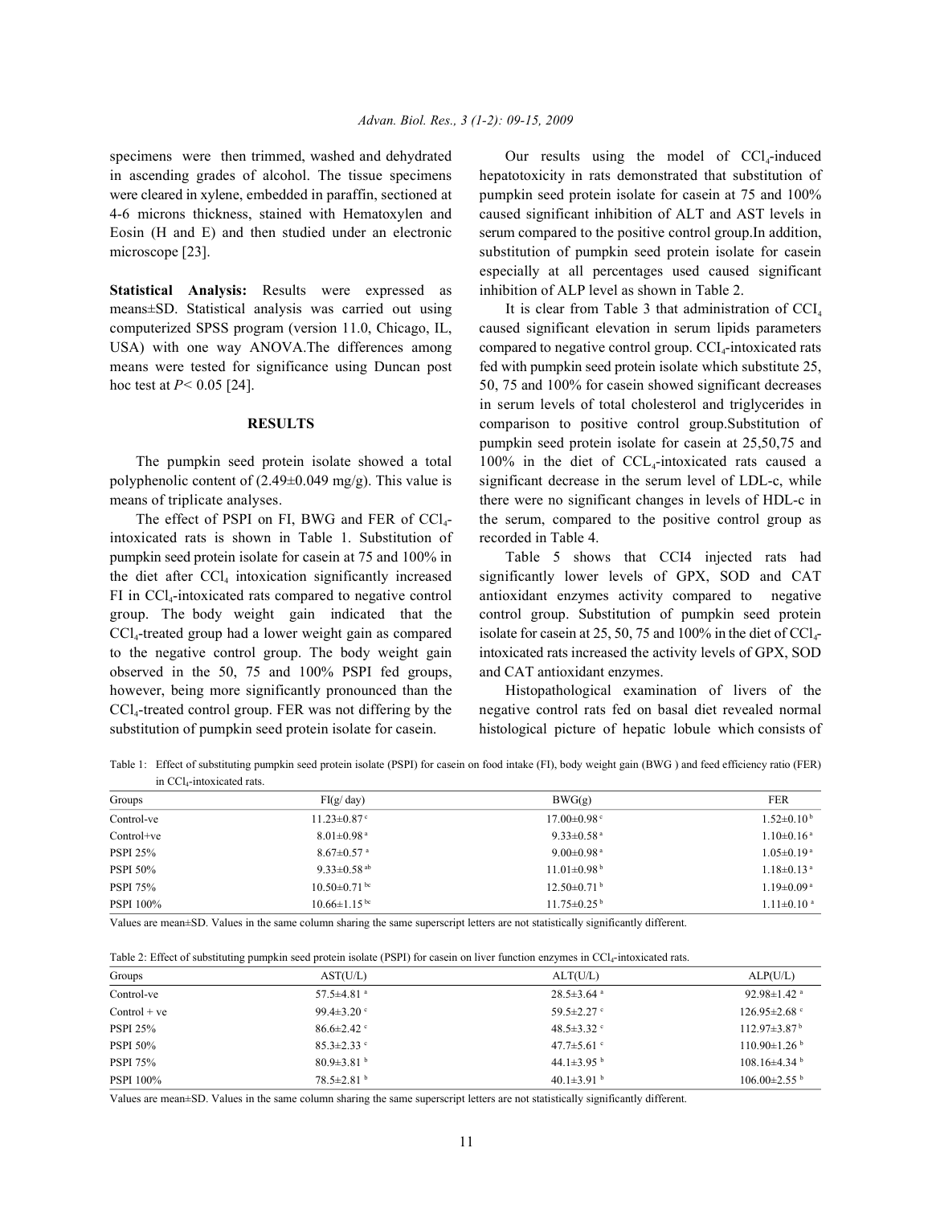specimens were then trimmed, washed and dehydrated in ascending grades of alcohol. The tissue specimens were cleared in xylene, embedded in paraffin, sectioned at 4-6 microns thickness, stained with Hematoxylen and Eosin (H and E) and then studied under an electronic microscope [23].

**Statistical Analysis:** Results were expressed as means±SD. Statistical analysis was carried out using computerized SPSS program (version 11.0, Chicago, IL, USA) with one way ANOVA.The differences among means were tested for significance using Duncan post hoc test at $P< 0.05$ [24].

## RESULTS

The pumpkin seed protein isolate showed a total polyphenolic content of (2.49±0.049 mg/g). This value is means of triplicate analyses.

The effect of PSPI on FI, BWG and FER of $CCl_4$-intoxicated rats is shown in Table 1. Substitution of pumpkin seed protein isolate for casein at 75 and 100% in the diet after $CCl_4$ intoxication significantly increased FI in $CCl_4$-intoxicated rats compared to negative control group. The body weight gain indicated that the $CCl_4$-treated group had a lower weight gain as compared to the negative control group. The body weight gain observed in the 50, 75 and 100% PSPI fed groups, however, being more significantly pronounced than the $CCl_4$-treated control group. FER was not differing by the substitution of pumpkin seed protein isolate for casein.

Our results using the model of $CCl_4$-induced hepatotoxicity in rats demonstrated that substitution of pumpkin seed protein isolate for casein at 75 and 100% caused significant inhibition of ALT and AST levels in serum compared to the positive control group.In addition, substitution of pumpkin seed protein isolate for casein especially at all percentages used caused significant inhibition of ALP level as shown in Table 2.

It is clear from Table 3 that administration of $CCI_4$ caused significant elevation in serum lipids parameters compared to negative control group. $CCl_4$-intoxicated rats fed with pumpkin seed protein isolate which substitute 25, 50, 75 and 100% for casein showed significant decreases in serum levels of total cholesterol and triglycerides in comparison to positive control group.Substitution of pumpkin seed protein isolate for casein at 25,50,75 and 100% in the diet of $CCL_4$-intoxicated rats caused a significant decrease in the serum level of LDL-c, while there were no significant changes in levels of HDL-c in the serum, compared to the positive control group as recorded in Table 4.

Table 5 shows that CCI4 injected rats had significantly lower levels of GPX, SOD and CAT antioxidant enzymes activity compared to negative control group. Substitution of pumpkin seed protein isolate for casein at 25, 50, 75 and 100% in the diet of $CCl_4$-intoxicated rats increased the activity levels of GPX, SOD and CAT antioxidant enzymes.

Histopathological examination of livers of the negative control rats fed on basal diet revealed normal histological picture of hepatic lobule which consists of

Table 1: Effect of substituting pumpkin seed protein isolate (PSPI) for casein on food intake (FI), body weight gain (BWG ) and feed efficiency ratio (FER) in $CCl_4$-intoxicated rats.

| Groups | FI(g/ day) | BWG(g) | FER |
|---|---|---|---|
| Control-ve | 11.23±0.87 $^{c}$ | 17.00±0.98 $^{c}$ | 1.52±0.10 $^{b}$ |
| Control+ve | 8.01±0.98 $^{a}$ | 9.33±0.58 $^{a}$ | 1.10±0.16 $^{a}$ |
| PSPI 25% | 8.67±0.57 $^{a}$ | 9.00±0.98 $^{a}$ | 1.05±0.19 $^{a}$ |
| PSPI 50% | 9.33±0.58 $^{ab}$ | 11.01±0.98 $^{b}$ | 1.18±0.13 $^{a}$ |
| PSPI 75% | 10.50±0.71 $^{bc}$ | 12.50±0.71 $^{b}$ | 1.19±0.09 $^{a}$ |
| PSPI 100% | 10.66±1.15 $^{bc}$ | 11.75±0.25 $^{b}$ | 1.11±0.10 $^{a}$ |

Values are mean±SD. Values in the same column sharing the same superscript letters are not statistically significantly different.

Table 2: Effect of substituting pumpkin seed protein isolate (PSPI) for casein on liver function enzymes in $CCl_4$-intoxicated rats.

| Groups | AST(U/L) | ALT(U/L) | ALP(U/L) |
|---|---|---|---|
| Control-ve | 57.5±4.81 $^{a}$ | 28.5±3.64 $^{a}$ | 92.98±1.42 $^{a}$ |
| Control + ve | 99.4±3.20 $^{c}$ | 59.5±2.27 $^{c}$ | 126.95±2.68 $^{c}$ |
| PSPI 25% | 86.6±2.42 $^{c}$ | 48.5±3.32 $^{c}$ | 112.97±3.87 $^{b}$ |
| PSPI 50% | 85.3±2.33 $^{c}$ | 47.7±5.61 $^{c}$ | 110.90±1.26 $^{b}$ |
| PSPI 75% | 80.9±3.81 $^{b}$ | 44.1±3.95 $^{b}$ | 108.16±4.34 $^{b}$ |
| PSPI 100% | 78.5±2.81 $^{b}$ | 40.1±3.91 $^{b}$ | 106.00±2.55 $^{b}$ |

Values are mean±SD. Values in the same column sharing the same superscript letters are not statistically significantly different.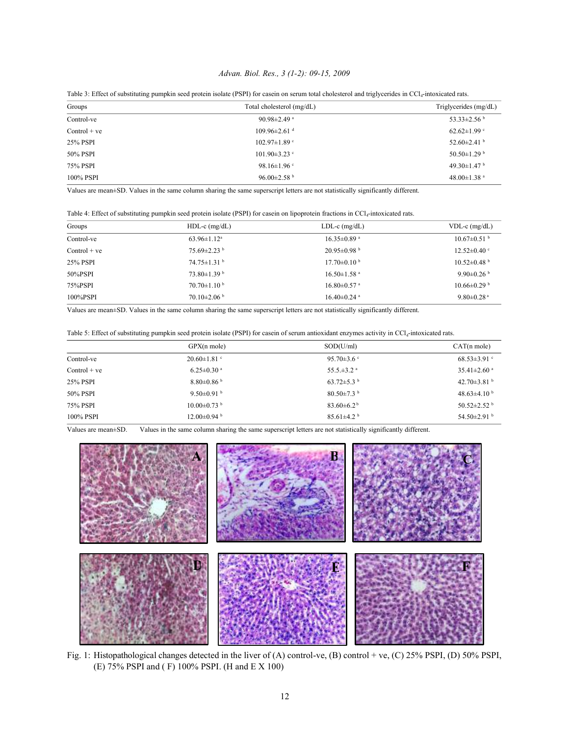Table 3: Effect of substituting pumpkin seed protein isolate (PSPI) for casein on serum total cholesterol and triglycerides in $CCl_4$-intoxicated rats.

| Groups | Total cholesterol (mg/dL) | Triglycerides (mg/dL) |
|---|---|---|
| Control-ve | 90.98±2.49 $^{a}$ | 53.33±2.56 $^{b}$ |
| Control + ve | 109.96±2.61 $^{d}$ | 62.62±1.99 $^{c}$ |
| 25% PSPI | 102.97±1.89 $^{c}$ | 52.60±2.41 $^{b}$ |
| 50% PSPI | 101.90±3.23 $^{c}$ | 50.50±1.29 $^{b}$ |
| 75% PSPI | 98.16±1.96 $^{c}$ | 49.30±1.47 $^{b}$ |
| 100% PSPI | 96.00±2.58 $^{b}$ | 48.00±1.38 $^{a}$ |

Values are mean±SD. Values in the same column sharing the same superscript letters are not statistically significantly different.

Table 4: Effect of substituting pumpkin seed protein isolate (PSPI) for casein on lipoprotein fractions in $CCl_4$-intoxicated rats.

| Groups | HDL-c (mg/dL) | LDL-c (mg/dL) | VDL-c (mg/dL) |
|---|---|---|---|
| Control-ve | 63.96±1.12 $^{a}$ | 16.35±0.89 $^{a}$ | 10.67±0.51 $^{b}$ |
| Control + ve | 75.69±2.23 $^{b}$ | 20.95±0.98 $^{b}$ | 12.52±0.40 $^{c}$ |
| 25% PSPI | 74.75±1.31 $^{b}$ | 17.70±0.10 $^{b}$ | 10.52±0.48 $^{b}$ |
| 50%PSPI | 73.80±1.39 $^{b}$ | 16.50±1.58 $^{a}$ | 9.90±0.26 $^{b}$ |
| 75%PSPI | 70.70±1.10 $^{b}$ | 16.80±0.57 $^{a}$ | 10.66±0.29 $^{b}$ |
| 100%PSPI | 70.10±2.06 $^{b}$ | 16.40±0.24 $^{a}$ | 9.80±0.28 $^{a}$ |

Values are mean±SD. Values in the same column sharing the same superscript letters are not statistically significantly different.

Table 5: Effect of substituting pumpkin seed protein isolate (PSPI) for casein of serum antioxidant enzymes activity in $CCl_4$-intoxicated rats.

| | GPX(n mole) | SOD(U/ml) | CAT(n mole) |
|---|---|---|---|
| Control-ve | 20.60±1.81 $^{c}$ | 95.70±3.6 $^{c}$ | 68.53±3.91 $^{c}$ |
| Control + ve | 6.25±0.30 $^{a}$ | 55.5.±3.2 $^{a}$ | 35.41±2.60 $^{a}$ |
| 25% PSPI | 8.80±0.86 $^{b}$ | 63.72±5.3 $^{b}$ | 42.70±3.81 $^{b}$ |
| 50% PSPI | 9.50±0.91 $^{b}$ | 80.50±7.3 $^{b}$ | 48.63±4.10 $^{b}$ |
| 75% PSPI | 10.00±0.73 $^{b}$ | 83.60±6.2 $^{b}$ | 50.52±2.52 $^{b}$ |
| 100% PSPI | 12.00±0.94 $^{b}$ | 85.61±4.2 $^{b}$ | 54.50±2.91 $^{b}$ |

Values are mean±SD. Values in the same column sharing the same superscript letters are not statistically significantly different.

Fig. 1: Histopathological changes detected in the liver of (A) control-ve, (B) control + ve, (C) 25% PSPI, (D) 50% PSPI, (E) 75% PSPI and ( F) 100% PSPI. (H and E X 100)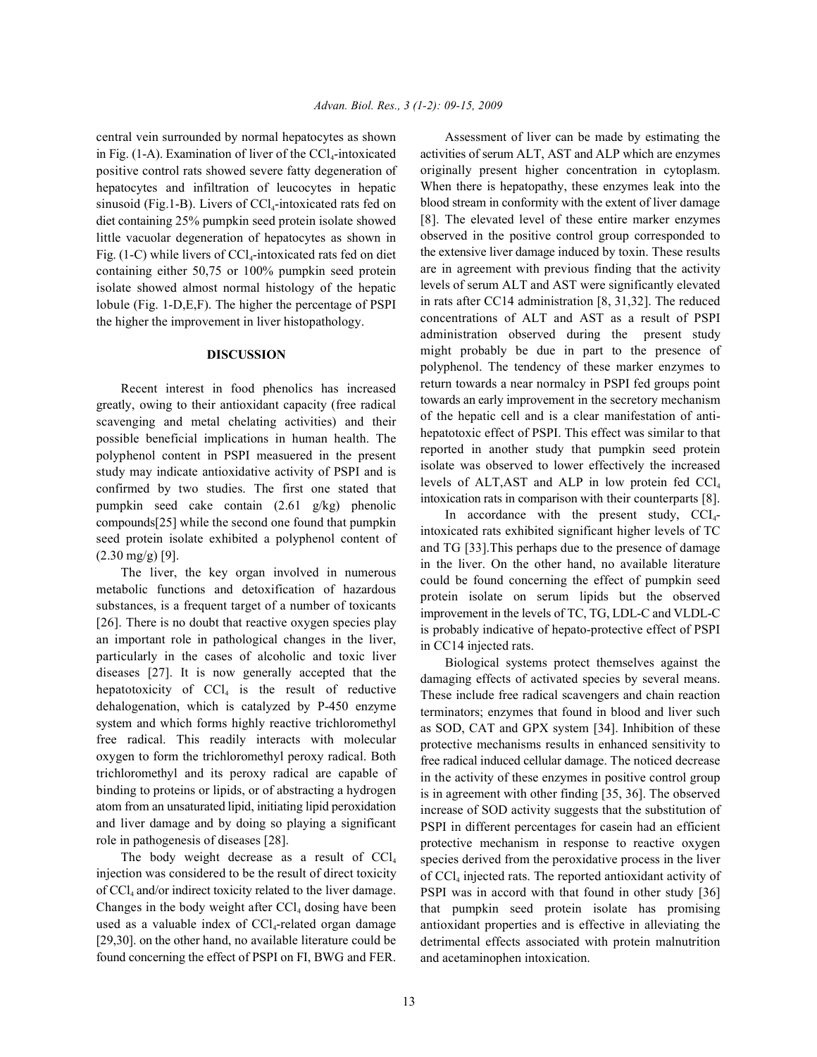central vein surrounded by normal hepatocytes as shown in Fig. (1-A). Examination of liver of the $CCl_4$-intoxicated positive control rats showed severe fatty degeneration of hepatocytes and infiltration of leucocytes in hepatic sinusoid (Fig.1-B). Livers of $CCl_4$-intoxicated rats fed on diet containing 25% pumpkin seed protein isolate showed little vacuolar degeneration of hepatocytes as shown in Fig. (1-C) while livers of $CCl_4$-intoxicated rats fed on diet containing either 50,75 or 100% pumpkin seed protein isolate showed almost normal histology of the hepatic lobule (Fig. 1-D,E,F). The higher the percentage of PSPI the higher the improvement in liver histopathology.

## DISCUSSION

Recent interest in food phenolics has increased greatly, owing to their antioxidant capacity (free radical scavenging and metal chelating activities) and their possible beneficial implications in human health. The polyphenol content in PSPI measuered in the present study may indicate antioxidative activity of PSPI and is confirmed by two studies. The first one stated that pumpkin seed cake contain (2.61 g/kg) phenolic compounds[25] while the second one found that pumpkin seed protein isolate exhibited a polyphenol content of (2.30 mg/g) [9].

The liver, the key organ involved in numerous metabolic functions and detoxification of hazardous substances, is a frequent target of a number of toxicants [26]. There is no doubt that reactive oxygen species play an important role in pathological changes in the liver, particularly in the cases of alcoholic and toxic liver diseases [27]. It is now generally accepted that the hepatotoxicity of $CCl_4$ is the result of reductive dehalogenation, which is catalyzed by P-450 enzyme system and which forms highly reactive trichloromethyl free radical. This readily interacts with molecular oxygen to form the trichloromethyl peroxy radical. Both trichloromethyl and its peroxy radical are capable of binding to proteins or lipids, or of abstracting a hydrogen atom from an unsaturated lipid, initiating lipid peroxidation and liver damage and by doing so playing a significant role in pathogenesis of diseases [28].

The body weight decrease as a result of $CCl_4$ injection was considered to be the result of direct toxicity of $CCl_4$ and/or indirect toxicity related to the liver damage. Changes in the body weight after $CCl_4$ dosing have been used as a valuable index of $CCl_4$-related organ damage [29,30]. on the other hand, no available literature could be found concerning the effect of PSPI on FI, BWG and FER.

Assessment of liver can be made by estimating the activities of serum ALT, AST and ALP which are enzymes originally present higher concentration in cytoplasm. When there is hepatopathy, these enzymes leak into the blood stream in conformity with the extent of liver damage [8]. The elevated level of these entire marker enzymes observed in the positive control group corresponded to the extensive liver damage induced by toxin. These results are in agreement with previous finding that the activity levels of serum ALT and AST were significantly elevated in rats after CC14 administration [8, 31,32]. The reduced concentrations of ALT and AST as a result of PSPI administration observed during the present study might probably be due in part to the presence of polyphenol. The tendency of these marker enzymes to return towards a near normalcy in PSPI fed groups point towards an early improvement in the secretory mechanism of the hepatic cell and is a clear manifestation of anti-hepatotoxic effect of PSPI. This effect was similar to that reported in another study that pumpkin seed protein isolate was observed to lower effectively the increased levels of ALT,AST and ALP in low protein fed $CCl_4$ intoxication rats in comparison with their counterparts [8].

In accordance with the present study, $CCl_4$-intoxicated rats exhibited significant higher levels of TC and TG [33].This perhaps due to the presence of damage in the liver. On the other hand, no available literature could be found concerning the effect of pumpkin seed protein isolate on serum lipids but the observed improvement in the levels of TC, TG, LDL-C and VLDL-C is probably indicative of hepato-protective effect of PSPI in CC14 injected rats.

Biological systems protect themselves against the damaging effects of activated species by several means. These include free radical scavengers and chain reaction terminators; enzymes that found in blood and liver such as SOD, CAT and GPX system [34]. Inhibition of these protective mechanisms results in enhanced sensitivity to free radical induced cellular damage. The noticed decrease in the activity of these enzymes in positive control group is in agreement with other finding [35, 36]. The observed increase of SOD activity suggests that the substitution of PSPI in different percentages for casein had an efficient protective mechanism in response to reactive oxygen species derived from the peroxidative process in the liver of $CCl_4$ injected rats. The reported antioxidant activity of PSPI was in accord with that found in other study [36] that pumpkin seed protein isolate has promising antioxidant properties and is effective in alleviating the detrimental effects associated with protein malnutrition and acetaminophen intoxication.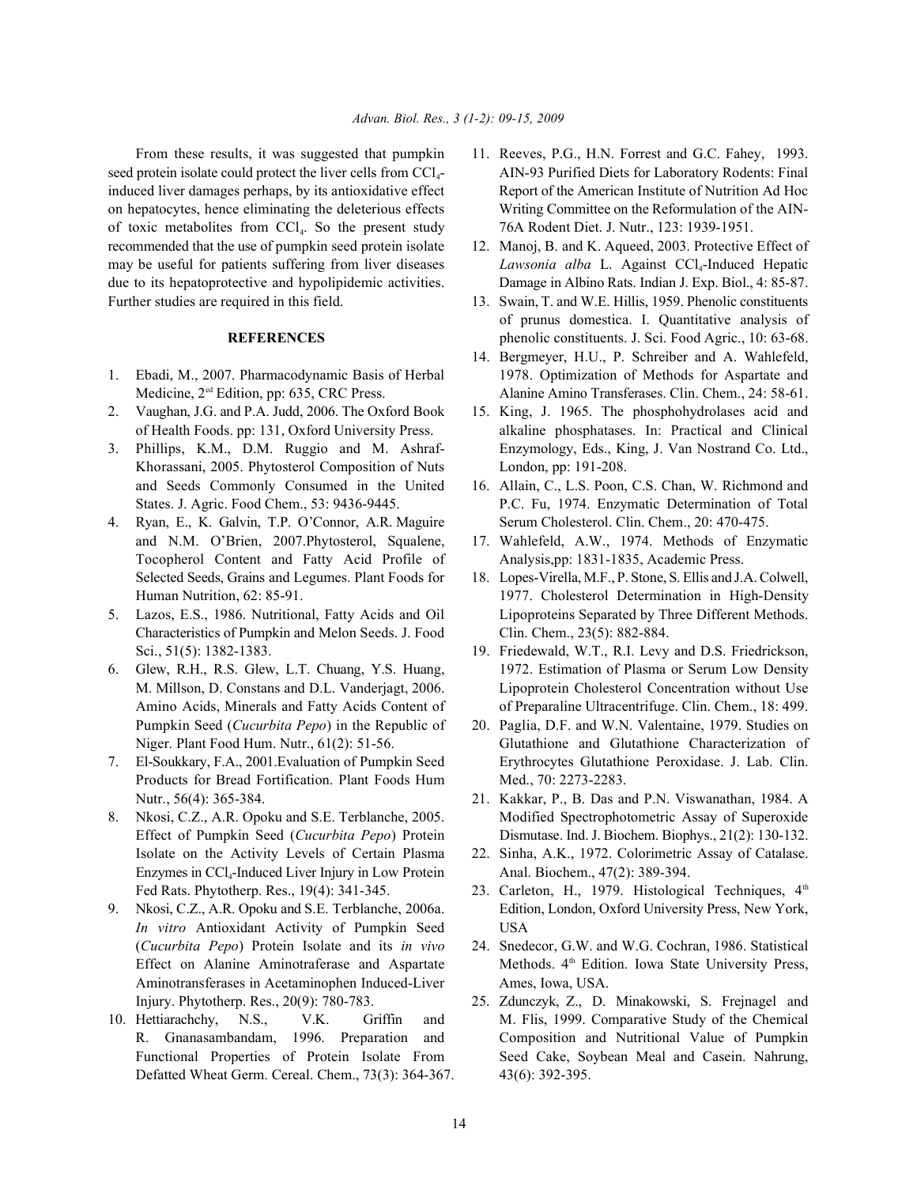From these results, it was suggested that pumpkin seed protein isolate could protect the liver cells from $CCl_4$-induced liver damages perhaps, by its antioxidative effect on hepatocytes, hence eliminating the deleterious effects of toxic metabolites from $CCl_4$. So the present study recommended that the use of pumpkin seed protein isolate may be useful for patients suffering from liver diseases due to its hepatoprotective and hypolipidemic activities. Further studies are required in this field.

## REFERENCES

1. Ebadi, M., 2007. Pharmacodynamic Basis of Herbal Medicine, 2ed Edition, pp: 635, CRC Press.
2. Vaughan, J.G. and P.A. Judd, 2006. The Oxford Book of Health Foods. pp: 131, Oxford University Press.
3. Phillips, K.M., D.M. Ruggio and M. Ashraf-Khorassani, 2005. Phytosterol Composition of Nuts and Seeds Commonly Consumed in the United States. J. Agric. Food Chem., 53: 9436-9445.
4. Ryan, E., K. Galvin, T.P. O'Connor, A.R. Maguire and N.M. O'Brien, 2007.Phytosterol, Squalene, Tocopherol Content and Fatty Acid Profile of Selected Seeds, Grains and Legumes. Plant Foods for Human Nutrition, 62: 85-91.
5. Lazos, E.S., 1986. Nutritional, Fatty Acids and Oil Characteristics of Pumpkin and Melon Seeds. J. Food Sci., 51(5): 1382-1383.
6. Glew, R.H., R.S. Glew, L.T. Chuang, Y.S. Huang, M. Millson, D. Constans and D.L. Vanderjagt, 2006. Amino Acids, Minerals and Fatty Acids Content of Pumpkin Seed (*Cucurbita Pepo*) in the Republic of Niger. Plant Food Hum. Nutr., 61(2): 51-56.
7. El-Soukkary, F.A., 2001.Evaluation of Pumpkin Seed Products for Bread Fortification. Plant Foods Hum Nutr., 56(4): 365-384.
8. Nkosi, C.Z., A.R. Opoku and S.E. Terblanche, 2005. Effect of Pumpkin Seed (*Cucurbita Pepo*) Protein Isolate on the Activity Levels of Certain Plasma Enzymes in $CCl_4$-Induced Liver Injury in Low Protein Fed Rats. Phytotherp. Res., 19(4): 341-345.
9. Nkosi, C.Z., A.R. Opoku and S.E. Terblanche, 2006a. *In vitro* Antioxidant Activity of Pumpkin Seed (*Cucurbita Pepo*) Protein Isolate and its *in vivo* Effect on Alanine Aminotraferase and Aspartate Aminotransferases in Acetaminophen Induced-Liver Injury. Phytotherp. Res., 20(9): 780-783.
10. Hettiarachchy, N.S., V.K. Griffin and R. Gnanasambandam, 1996. Preparation and Functional Properties of Protein Isolate From Defatted Wheat Germ. Cereal. Chem., 73(3): 364-367.
11. Reeves, P.G., H.N. Forrest and G.C. Fahey, 1993. AIN-93 Purified Diets for Laboratory Rodents: Final Report of the American Institute of Nutrition Ad Hoc Writing Committee on the Reformulation of the AIN-76A Rodent Diet. J. Nutr., 123: 1939-1951.
12. Manoj, B. and K. Aqueed, 2003. Protective Effect of *Lawsonia alba* L. Against $CCl_4$-Induced Hepatic Damage in Albino Rats. Indian J. Exp. Biol., 4: 85-87.
13. Swain, T. and W.E. Hillis, 1959. Phenolic constituents of prunus domestica. I. Quantitative analysis of phenolic constituents. J. Sci. Food Agric., 10: 63-68.
14. Bergmeyer, H.U., P. Schreiber and A. Wahlefeld, 1978. Optimization of Methods for Aspartate and Alanine Amino Transferases. Clin. Chem., 24: 58-61.
15. King, J. 1965. The phosphohydrolases acid and alkaline phosphatases. In: Practical and Clinical Enzymology, Eds., King, J. Van Nostrand Co. Ltd., London, pp: 191-208.
16. Allain, C., L.S. Poon, C.S. Chan, W. Richmond and P.C. Fu, 1974. Enzymatic Determination of Total Serum Cholesterol. Clin. Chem., 20: 470-475.
17. Wahlefeld, A.W., 1974. Methods of Enzymatic Analysis,pp: 1831-1835, Academic Press.
18. Lopes-Virella, M.F., P. Stone, S. Ellis and J.A. Colwell, 1977. Cholesterol Determination in High-Density Lipoproteins Separated by Three Different Methods. Clin. Chem., 23(5): 882-884.
19. Friedewald, W.T., R.I. Levy and D.S. Friedrickson, 1972. Estimation of Plasma or Serum Low Density Lipoprotein Cholesterol Concentration without Use of Preparaline Ultracentrifuge. Clin. Chem., 18: 499.
20. Paglia, D.F. and W.N. Valentaine, 1979. Studies on Glutathione and Glutathione Characterization of Erythrocytes Glutathione Peroxidase. J. Lab. Clin. Med., 70: 2273-2283.
21. Kakkar, P., B. Das and P.N. Viswanathan, 1984. A Modified Spectrophotometric Assay of Superoxide Dismutase. Ind. J. Biochem. Biophys., 21(2): 130-132.
22. Sinha, A.K., 1972. Colorimetric Assay of Catalase. Anal. Biochem., 47(2): 389-394.
23. Carleton, H., 1979. Histological Techniques, 4th Edition, London, Oxford University Press, New York, USA
24. Snedecor, G.W. and W.G. Cochran, 1986. Statistical Methods. 4th Edition. Iowa State University Press, Ames, Iowa, USA.
25. Zdunczyk, Z., D. Minakowski, S. Frejnagel and M. Flis, 1999. Comparative Study of the Chemical Composition and Nutritional Value of Pumpkin Seed Cake, Soybean Meal and Casein. Nahrung, 43(6): 392-395.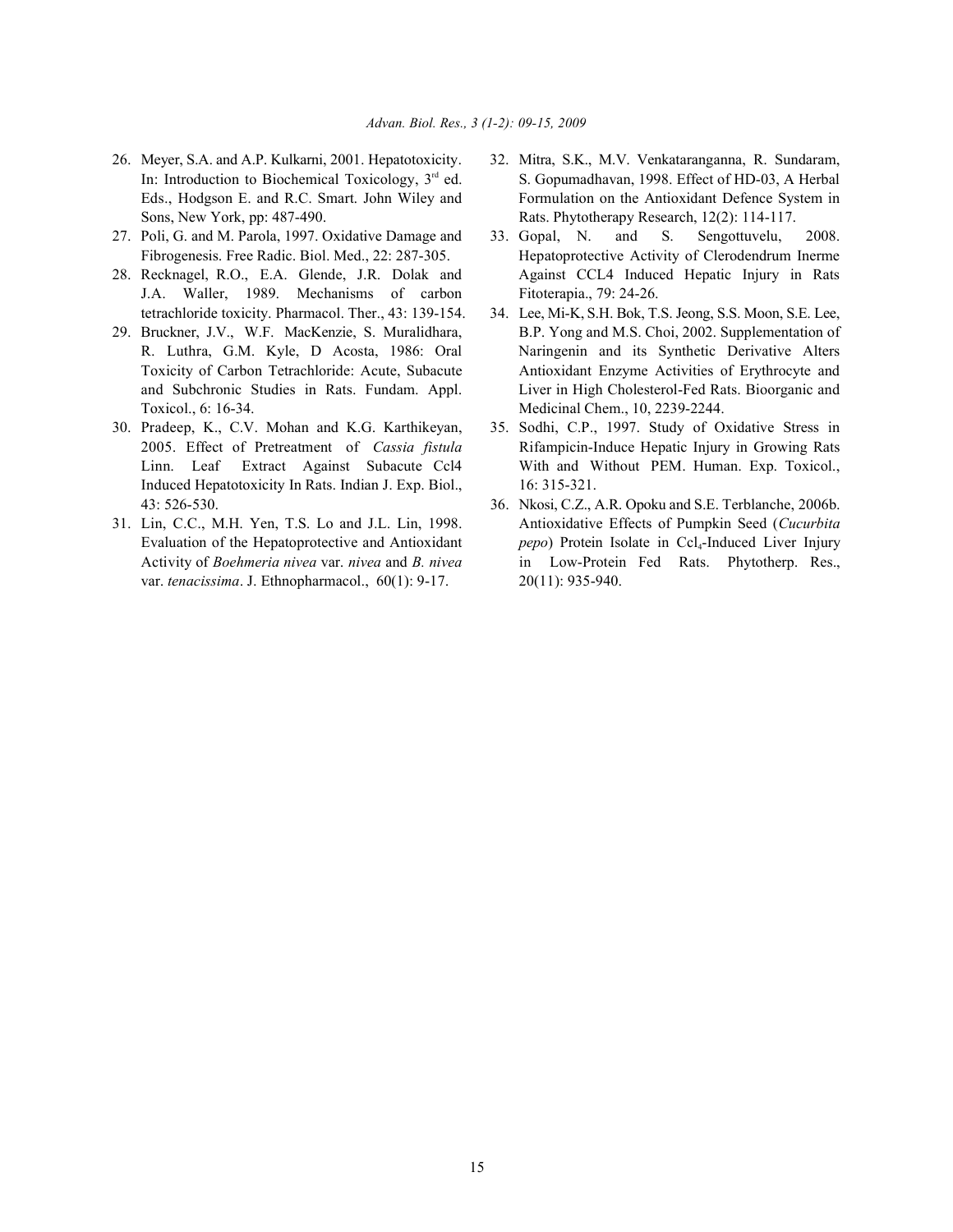26. Meyer, S.A. and A.P. Kulkarni, 2001. Hepatotoxicity. In: Introduction to Biochemical Toxicology, 3rd ed. Eds., Hodgson E. and R.C. Smart. John Wiley and Sons, New York, pp: 487-490.
27. Poli, G. and M. Parola, 1997. Oxidative Damage and Fibrogenesis. Free Radic. Biol. Med., 22: 287-305.
28. Recknagel, R.O., E.A. Glende, J.R. Dolak and J.A. Waller, 1989. Mechanisms of carbon tetrachloride toxicity. Pharmacol. Ther., 43: 139-154.
29. Bruckner, J.V., W.F. MacKenzie, S. Muralidhara, R. Luthra, G.M. Kyle, D Acosta, 1986: Oral Toxicity of Carbon Tetrachloride: Acute, Subacute and Subchronic Studies in Rats. Fundam. Appl. Toxicol., 6: 16-34.
30. Pradeep, K., C.V. Mohan and K.G. Karthikeyan, 2005. Effect of Pretreatment of *Cassia fistula* Linn. Leaf Extract Against Subacute Ccl4 Induced Hepatotoxicity In Rats. Indian J. Exp. Biol., 43: 526-530.
31. Lin, C.C., M.H. Yen, T.S. Lo and J.L. Lin, 1998. Evaluation of the Hepatoprotective and Antioxidant Activity of *Boehmeria nivea* var. *nivea* and *B. nivea* var. *tenacissima*. J. Ethnopharmacol., 60(1): 9-17.
32. Mitra, S.K., M.V. Venkataranganna, R. Sundaram, S. Gopumadhavan, 1998. Effect of HD-03, A Herbal Formulation on the Antioxidant Defence System in Rats. Phytotherapy Research, 12(2): 114-117.
33. Gopal, N. and S. Sengottuvelu, 2008. Hepatoprotective Activity of Clerodendrum Inerme Against CCL4 Induced Hepatic Injury in Rats Fitoterapia., 79: 24-26.
34. Lee, Mi-K, S.H. Bok, T.S. Jeong, S.S. Moon, S.E. Lee, B.P. Yong and M.S. Choi, 2002. Supplementation of Naringenin and its Synthetic Derivative Alters Antioxidant Enzyme Activities of Erythrocyte and Liver in High Cholesterol-Fed Rats. Bioorganic and Medicinal Chem., 10, 2239-2244.
35. Sodhi, C.P., 1997. Study of Oxidative Stress in Rifampicin-Induce Hepatic Injury in Growing Rats With and Without PEM. Human. Exp. Toxicol., 16: 315-321.
36. Nkosi, C.Z., A.R. Opoku and S.E. Terblanche, 2006b. Antioxidative Effects of Pumpkin Seed (*Cucurbita pepo*) Protein Isolate in $Ccl_4$-Induced Liver Injury in Low-Protein Fed Rats. Phytotherp. Res., 20(11): 935-940.